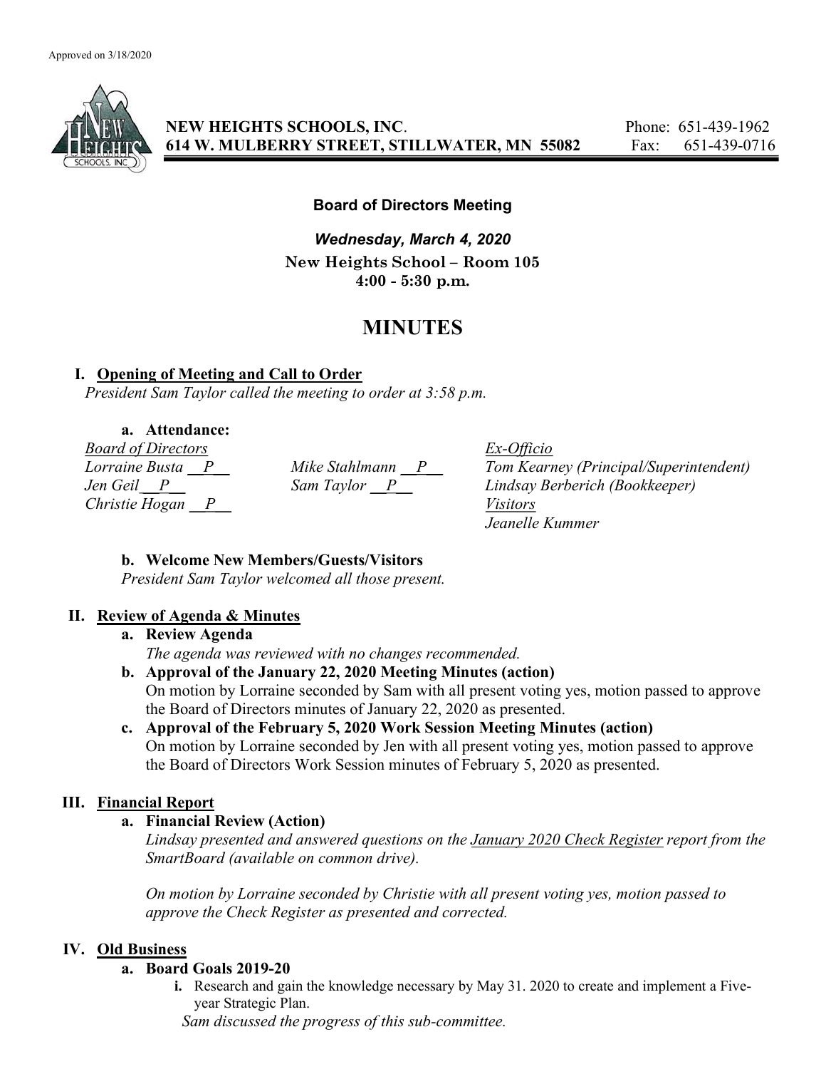Approved on 3/18/2020

**NEW HEIGHTS SCHOOLS, INC.**
**614 W. MULBERRY STREET, STILLWATER, MN 55082**

Phone: 651-439-1962
Fax: 651-439-0716

### Board of Directors Meeting

***Wednesday, March 4, 2020***

**New Heights School – Room 105**
**4:00 - 5:30 p.m.**

# MINUTES

## I. Opening of Meeting and Call to Order

*President Sam Taylor called the meeting to order at 3:58 p.m.*

**a. Attendance:**

| *Board of Directors* | | *Ex-Officio* |
|---|---|---|
| *Lorraine Busta \_\_P\_\_* | *Mike Stahlmann \_\_P\_\_* | *Tom Kearney (Principal/Superintendent)* |
| *Jen Geil\_\_P\_\_* | *Sam Taylor \_\_P\_\_* | *Lindsay Berberich (Bookkeeper)* |
| *Christie Hogan \_\_P\_\_* | | *Visitors* |
| | | *Jeanelle Kummer* |

**b. Welcome New Members/Guests/Visitors**

*President Sam Taylor welcomed all those present.*

## II. Review of Agenda & Minutes

**a. Review Agenda**

*The agenda was reviewed with no changes recommended.*

**b. Approval of the January 22, 2020 Meeting Minutes (action)**

On motion by Lorraine seconded by Sam with all present voting yes, motion passed to approve the Board of Directors minutes of January 22, 2020 as presented.

**c. Approval of the February 5, 2020 Work Session Meeting Minutes (action)**

On motion by Lorraine seconded by Jen with all present voting yes, motion passed to approve the Board of Directors Work Session minutes of February 5, 2020 as presented.

## III. Financial Report

**a. Financial Review (Action)**

*Lindsay presented and answered questions on the January 2020 Check Register report from the SmartBoard (available on common drive).*

*On motion by Lorraine seconded by Christie with all present voting yes, motion passed to approve the Check Register as presented and corrected.*

## IV. Old Business

**a. Board Goals 2019-20**

**i.** Research and gain the knowledge necessary by May 31. 2020 to create and implement a Five-year Strategic Plan.

*Sam discussed the progress of this sub-committee.*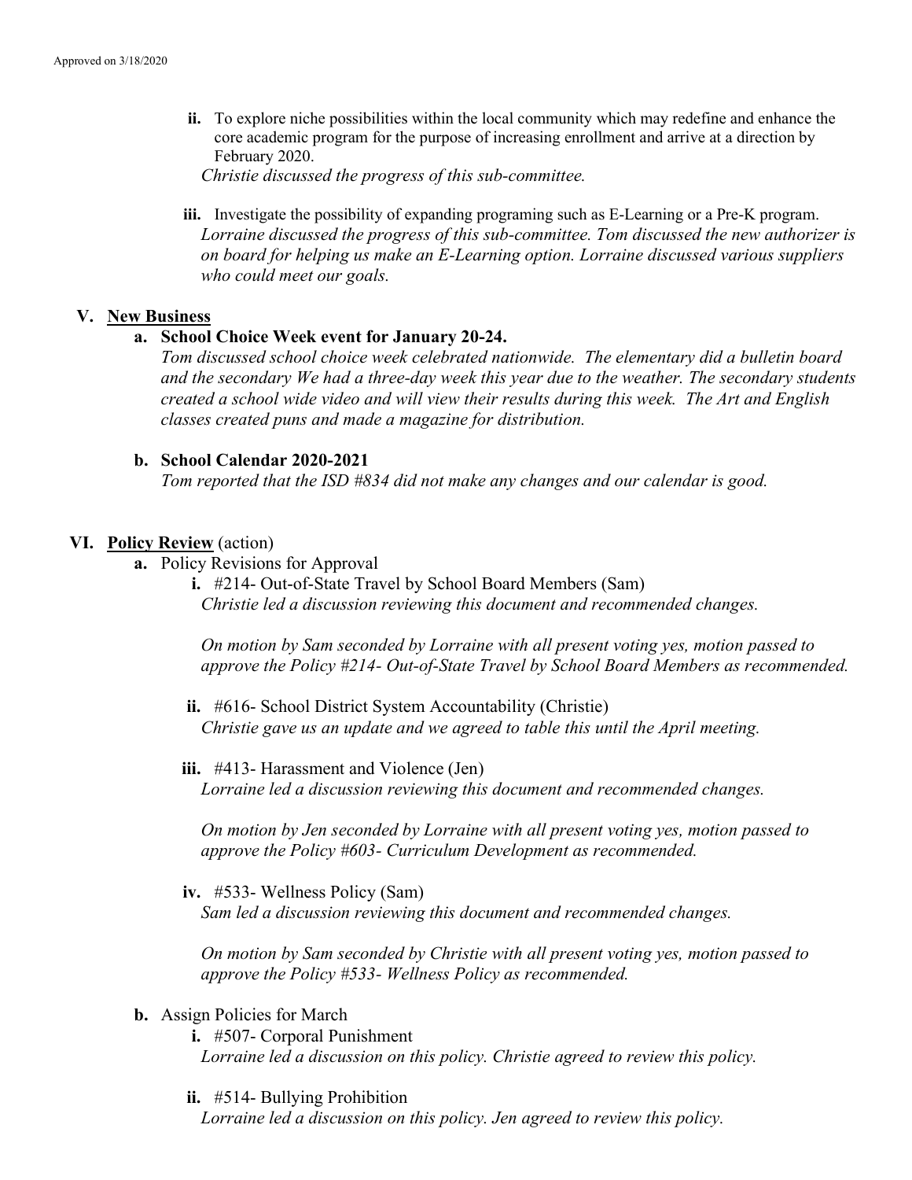Approved on 3/18/2020

ii. To explore niche possibilities within the local community which may redefine and enhance the core academic program for the purpose of increasing enrollment and arrive at a direction by February 2020.
*Christie discussed the progress of this sub-committee.*

iii. Investigate the possibility of expanding programing such as E-Learning or a Pre-K program.
*Lorraine discussed the progress of this sub-committee. Tom discussed the new authorizer is on board for helping us make an E-Learning option. Lorraine discussed various suppliers who could meet our goals.*

## V. New Business

**a. School Choice Week event for January 20-24.**
*Tom discussed school choice week celebrated nationwide. The elementary did a bulletin board and the secondary We had a three-day week this year due to the weather. The secondary students created a school wide video and will view their results during this week. The Art and English classes created puns and made a magazine for distribution.*

**b. School Calendar 2020-2021**
*Tom reported that the ISD #834 did not make any changes and our calendar is good.*

## VI. Policy Review (action)

**a.** Policy Revisions for Approval

i. #214- Out-of-State Travel by School Board Members (Sam)
*Christie led a discussion reviewing this document and recommended changes.*

*On motion by Sam seconded by Lorraine with all present voting yes, motion passed to approve the Policy #214- Out-of-State Travel by School Board Members as recommended.*

ii. #616- School District System Accountability (Christie)
*Christie gave us an update and we agreed to table this until the April meeting.*

iii. #413- Harassment and Violence (Jen)
*Lorraine led a discussion reviewing this document and recommended changes.*

*On motion by Jen seconded by Lorraine with all present voting yes, motion passed to approve the Policy #603- Curriculum Development as recommended.*

iv. #533- Wellness Policy (Sam)
*Sam led a discussion reviewing this document and recommended changes.*

*On motion by Sam seconded by Christie with all present voting yes, motion passed to approve the Policy #533- Wellness Policy as recommended.*

**b.** Assign Policies for March

i. #507- Corporal Punishment
*Lorraine led a discussion on this policy. Christie agreed to review this policy.*

ii. #514- Bullying Prohibition
*Lorraine led a discussion on this policy. Jen agreed to review this policy.*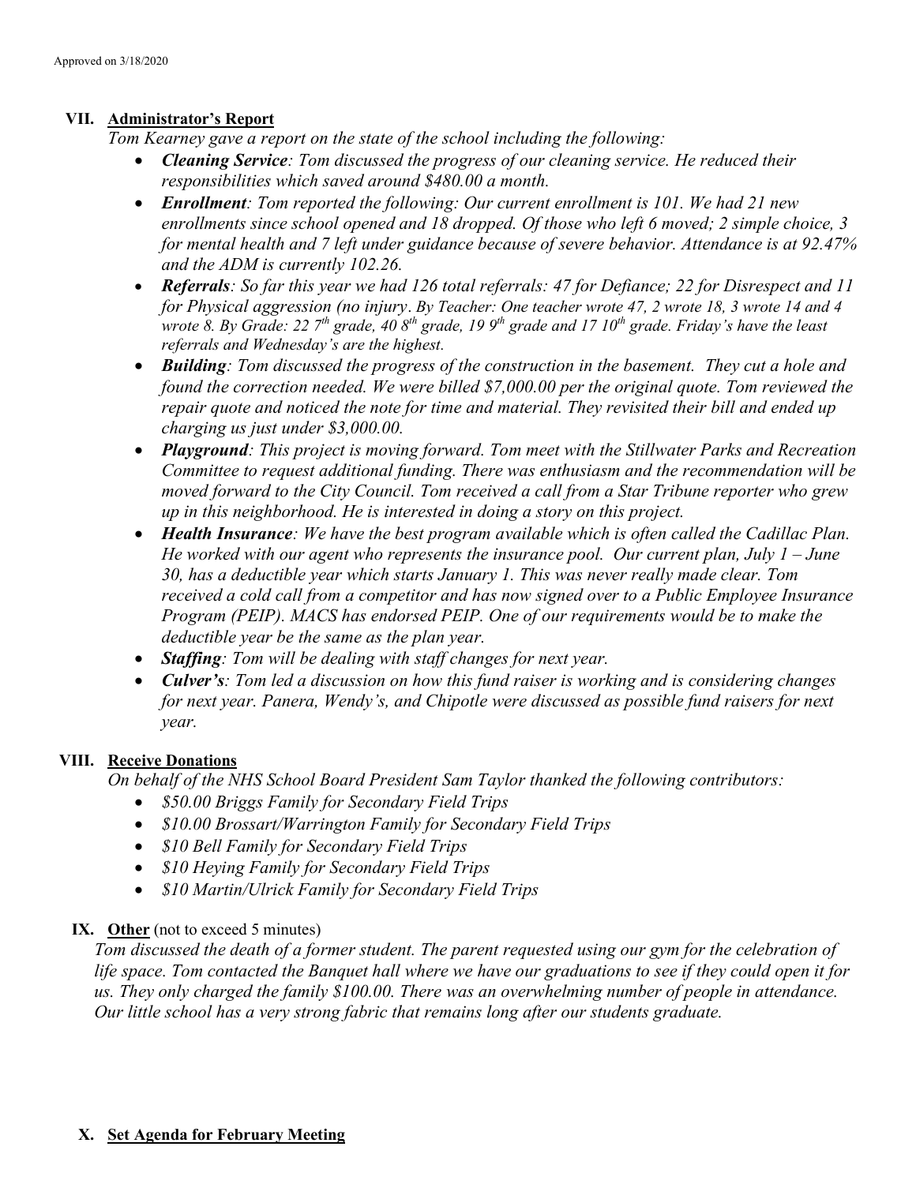Approved on 3/18/2020

## VII. Administrator's Report

*Tom Kearney gave a report on the state of the school including the following:*

- ***Cleaning Service****: Tom discussed the progress of our cleaning service. He reduced their responsibilities which saved around $480.00 a month.*
- ***Enrollment****: Tom reported the following: Our current enrollment is 101. We had 21 new enrollments since school opened and 18 dropped. Of those who left 6 moved; 2 simple choice, 3 for mental health and 7 left under guidance because of severe behavior. Attendance is at 92.47% and the ADM is currently 102.26.*
- ***Referrals****: So far this year we had 126 total referrals: 47 for Defiance; 22 for Disrespect and 11 for Physical aggression (no injury. By Teacher: One teacher wrote 47, 2 wrote 18, 3 wrote 14 and 4 wrote 8. By Grade: 22 7th grade, 40 8th grade, 19 9th grade and 17 10th grade. Friday's have the least referrals and Wednesday's are the highest.*
- ***Building****: Tom discussed the progress of the construction in the basement. They cut a hole and found the correction needed. We were billed $7,000.00 per the original quote. Tom reviewed the repair quote and noticed the note for time and material. They revisited their bill and ended up charging us just under $3,000.00.*
- ***Playground****: This project is moving forward. Tom meet with the Stillwater Parks and Recreation Committee to request additional funding. There was enthusiasm and the recommendation will be moved forward to the City Council. Tom received a call from a Star Tribune reporter who grew up in this neighborhood. He is interested in doing a story on this project.*
- ***Health Insurance****: We have the best program available which is often called the Cadillac Plan. He worked with our agent who represents the insurance pool. Our current plan, July 1 – June 30, has a deductible year which starts January 1. This was never really made clear. Tom received a cold call from a competitor and has now signed over to a Public Employee Insurance Program (PEIP). MACS has endorsed PEIP. One of our requirements would be to make the deductible year be the same as the plan year.*
- ***Staffing****: Tom will be dealing with staff changes for next year.*
- ***Culver's****: Tom led a discussion on how this fund raiser is working and is considering changes for next year. Panera, Wendy's, and Chipotle were discussed as possible fund raisers for next year.*

## VIII. Receive Donations

*On behalf of the NHS School Board President Sam Taylor thanked the following contributors:*

- *$50.00 Briggs Family for Secondary Field Trips*
- *$10.00 Brossart/Warrington Family for Secondary Field Trips*
- *$10 Bell Family for Secondary Field Trips*
- *$10 Heying Family for Secondary Field Trips*
- *$10 Martin/Ulrick Family for Secondary Field Trips*

## IX. Other (not to exceed 5 minutes)

*Tom discussed the death of a former student. The parent requested using our gym for the celebration of life space. Tom contacted the Banquet hall where we have our graduations to see if they could open it for us. They only charged the family $100.00. There was an overwhelming number of people in attendance. Our little school has a very strong fabric that remains long after our students graduate.*

## X. Set Agenda for February Meeting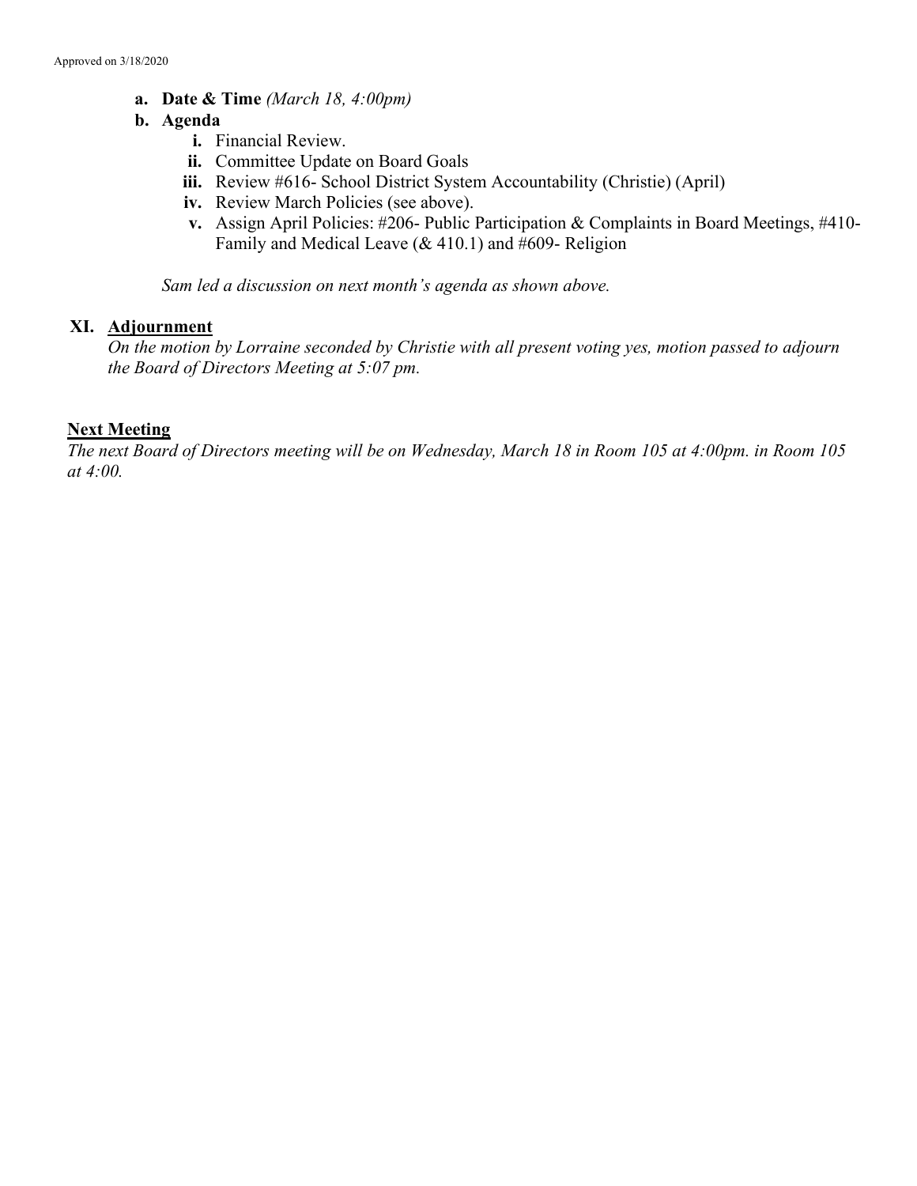Approved on 3/18/2020

- **a. Date & Time** *(March 18, 4:00pm)*
- **b. Agenda**
  - **i.** Financial Review.
  - **ii.** Committee Update on Board Goals
  - **iii.** Review #616- School District System Accountability (Christie) (April)
  - **iv.** Review March Policies (see above).
  - **v.** Assign April Policies: #206- Public Participation & Complaints in Board Meetings, #410- Family and Medical Leave (& 410.1) and #609- Religion

*Sam led a discussion on next month's agenda as shown above.*

## XI. Adjournment

*On the motion by Lorraine seconded by Christie with all present voting yes, motion passed to adjourn the Board of Directors Meeting at 5:07 pm.*

## Next Meeting

*The next Board of Directors meeting will be on Wednesday, March 18 in Room 105 at 4:00pm. in Room 105 at 4:00.*